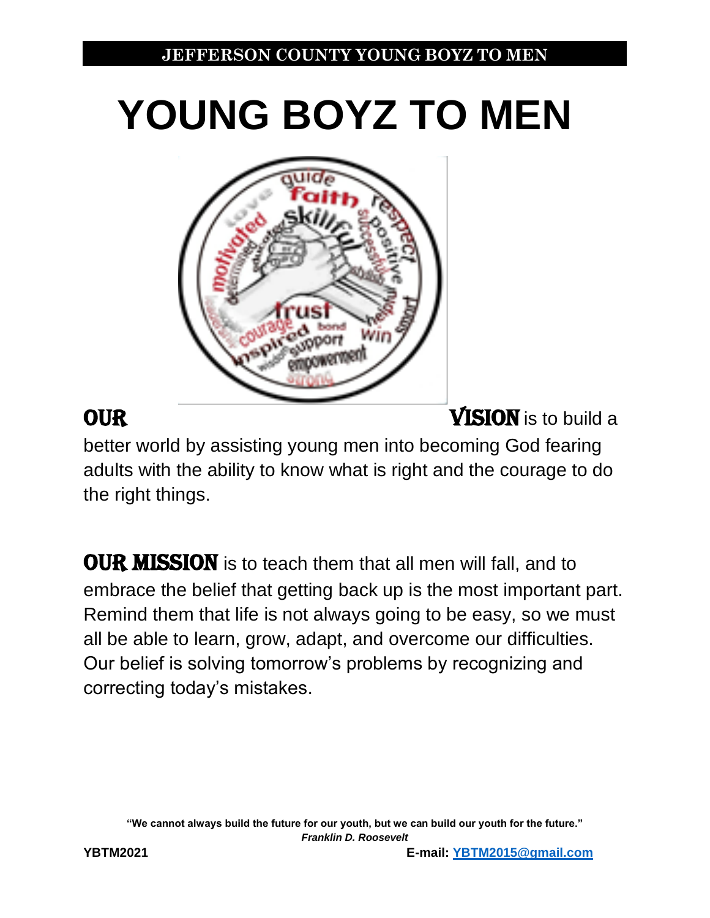JEFFERSON COUNTY YOUNG BOYZ TO MEN

# YOUNG BOYZ TO MEN

**OUR VISION** is to build a better world by assisting young men into becoming God fearing adults with the ability to know what is right and the courage to do the right things.

**OUR MISSION** is to teach them that all men will fall, and to embrace the belief that getting back up is the most important part. Remind them that life is not always going to be easy, so we must all be able to learn, grow, adapt, and overcome our difficulties. Our belief is solving tomorrow's problems by recognizing and correcting today's mistakes.

**"We cannot always build the future for our youth, but we can build our youth for the future."**
***Franklin D. Roosevelt***

**YBTM2021** **E-mail: [YBTM2015@gmail.com](mailto:YBTM2015@gmail.com)**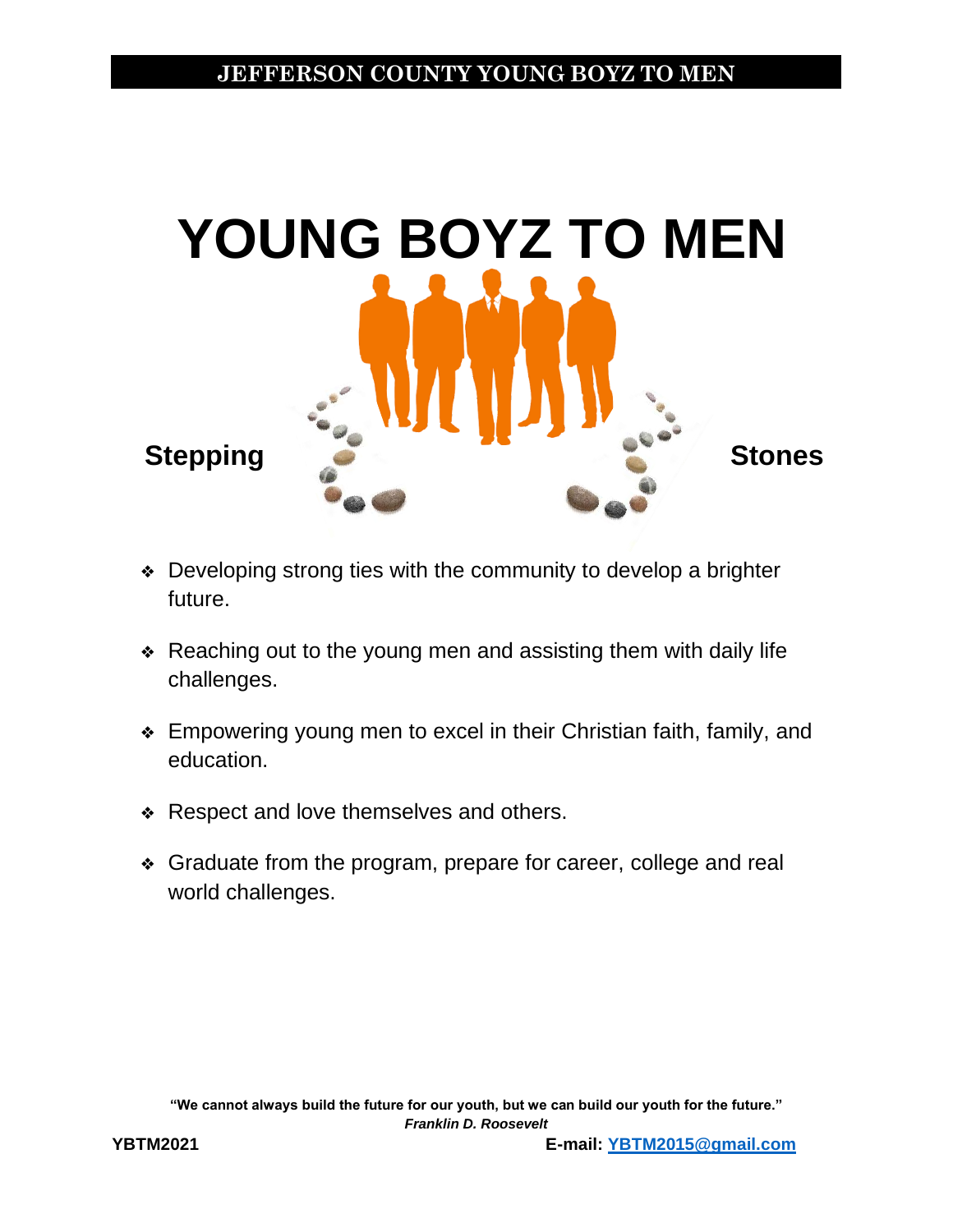# YOUNG BOYZ TO MEN

**Stepping** **Stones**

- Developing strong ties with the community to develop a brighter future.
- Reaching out to the young men and assisting them with daily life challenges.
- Empowering young men to excel in their Christian faith, family, and education.
- Respect and love themselves and others.
- Graduate from the program, prepare for career, college and real world challenges.

**"We cannot always build the future for our youth, but we can build our youth for the future."**
***Franklin D. Roosevelt***

**YBTM2021** **E-mail: YBTM2015@gmail.com**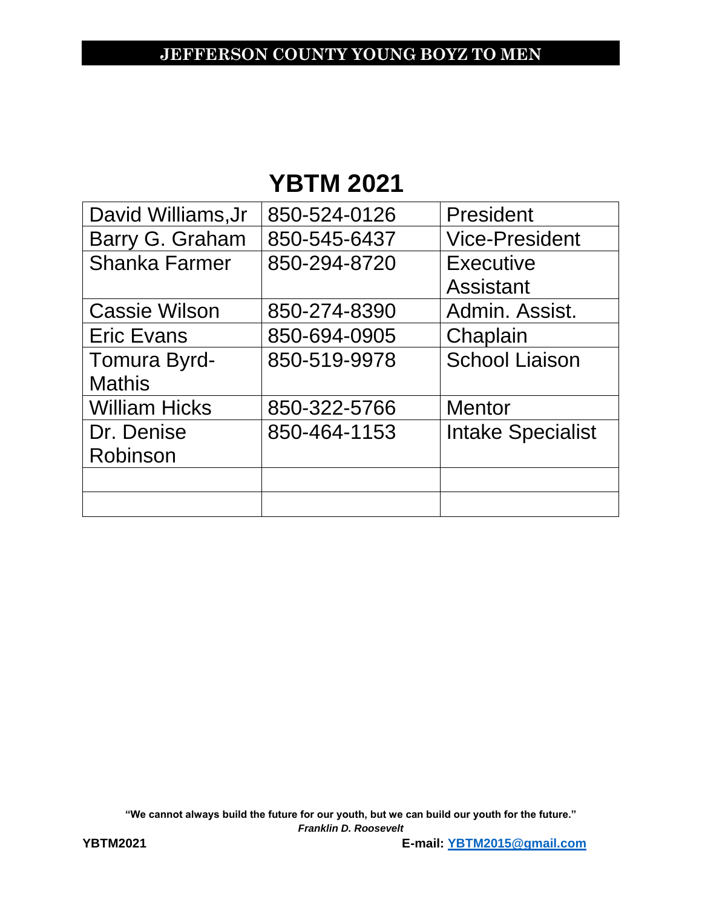# YBTM 2021

| | | |
|---|---|---|
| David Williams,Jr | 850-524-0126 | President |
| Barry G. Graham | 850-545-6437 | Vice-President |
| Shanka Farmer | 850-294-8720 | Executive Assistant |
| Cassie Wilson | 850-274-8390 | Admin. Assist. |
| Eric Evans | 850-694-0905 | Chaplain |
| Tomura Byrd-Mathis | 850-519-9978 | School Liaison |
| William Hicks | 850-322-5766 | Mentor |
| Dr. Denise Robinson | 850-464-1153 | Intake Specialist |
| | | |
| | | |

**"We cannot always build the future for our youth, but we can build our youth for the future."**
***Franklin D. Roosevelt***

**E-mail: YBTM2015@gmail.com**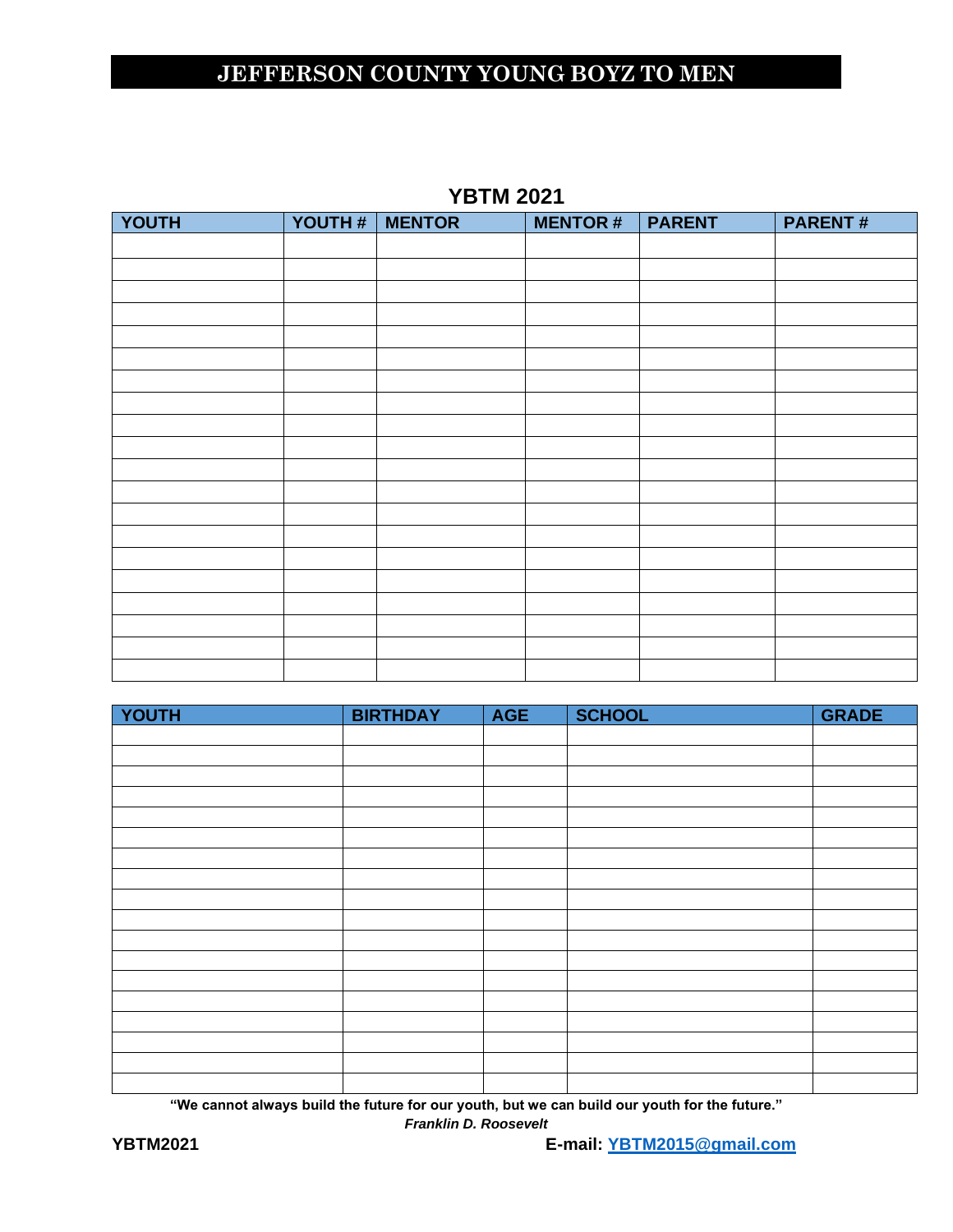# JEFFERSON COUNTY YOUNG BOYZ TO MEN

## YBTM 2021

| YOUTH | YOUTH # | MENTOR | MENTOR # | PARENT | PARENT # |
|---|---|---|---|---|---|
| | | | | | |
| | | | | | |
| | | | | | |
| | | | | | |
| | | | | | |
| | | | | | |
| | | | | | |
| | | | | | |
| | | | | | |
| | | | | | |
| | | | | | |
| | | | | | |
| | | | | | |
| | | | | | |
| | | | | | |
| | | | | | |
| | | | | | |
| | | | | | |
| | | | | | |
| | | | | | |

| YOUTH | BIRTHDAY | AGE | SCHOOL | GRADE |
|---|---|---|---|---|
| | | | | |
| | | | | |
| | | | | |
| | | | | |
| | | | | |
| | | | | |
| | | | | |
| | | | | |
| | | | | |
| | | | | |
| | | | | |
| | | | | |
| | | | | |
| | | | | |
| | | | | |
| | | | | |
| | | | | |
| | | | | |

**"We cannot always build the future for our youth, but we can build our youth for the future."**
***Franklin D. Roosevelt***

**YBTM2021** **E-mail: YBTM2015@gmail.com**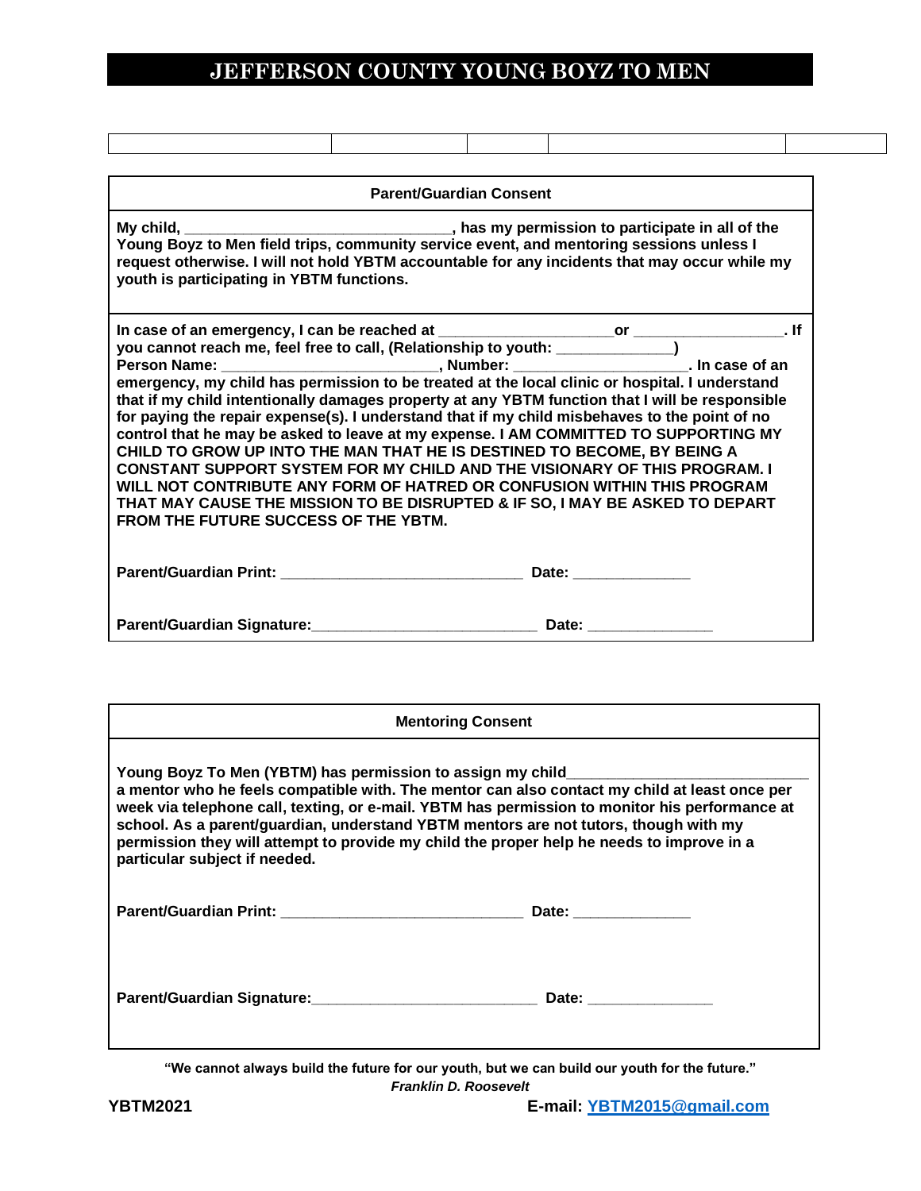# JEFFERSON COUNTY YOUNG BOYZ TO MEN

| | | | | |
|---|---|---|---|---|

| Parent/Guardian Consent |
|---|
| **My child, ______________________________, has my permission to participate in all of the Young Boyz to Men field trips, community service event, and mentoring sessions unless I request otherwise. I will not hold YBTM accountable for any incidents that may occur while my youth is participating in YBTM functions.** |
| **In case of an emergency, I can be reached at ____________________or _________________. If you cannot reach me, feel free to call, (Relationship to youth: _____________) Person Name: ________________________, Number: ___________________. In case of an emergency, my child has permission to be treated at the local clinic or hospital. I understand that if my child intentionally damages property at any YBTM function that I will be responsible for paying the repair expense(s). I understand that if my child misbehaves to the point of no control that he may be asked to leave at my expense. I AM COMMITTED TO SUPPORTING MY CHILD TO GROW UP INTO THE MAN THAT HE IS DESTINED TO BECOME, BY BEING A CONSTANT SUPPORT SYSTEM FOR MY CHILD AND THE VISIONARY OF THIS PROGRAM. I WILL NOT CONTRIBUTE ANY FORM OF HATRED OR CONFUSION WITHIN THIS PROGRAM THAT MAY CAUSE THE MISSION TO BE DISRUPTED & IF SO, I MAY BE ASKED TO DEPART FROM THE FUTURE SUCCESS OF THE YBTM.**<br><br>**Parent/Guardian Print: ____________________________ Date: _____________**<br><br>**Parent/Guardian Signature:__________________________ Date: ______________** |

| Mentoring Consent |
|---|
| **Young Boyz To Men (YBTM) has permission to assign my child___________________________ a mentor who he feels compatible with. The mentor can also contact my child at least once per week via telephone call, texting, or e-mail. YBTM has permission to monitor his performance at school. As a parent/guardian, understand YBTM mentors are not tutors, though with my permission they will attempt to provide my child the proper help he needs to improve in a particular subject if needed.**<br><br>**Parent/Guardian Print: ____________________________ Date: _____________**<br><br>**Parent/Guardian Signature:__________________________ Date: ______________** |

**"We cannot always build the future for our youth, but we can build our youth for the future."**
***Franklin D. Roosevelt***

**YBTM2021** **E-mail: YBTM2015@gmail.com**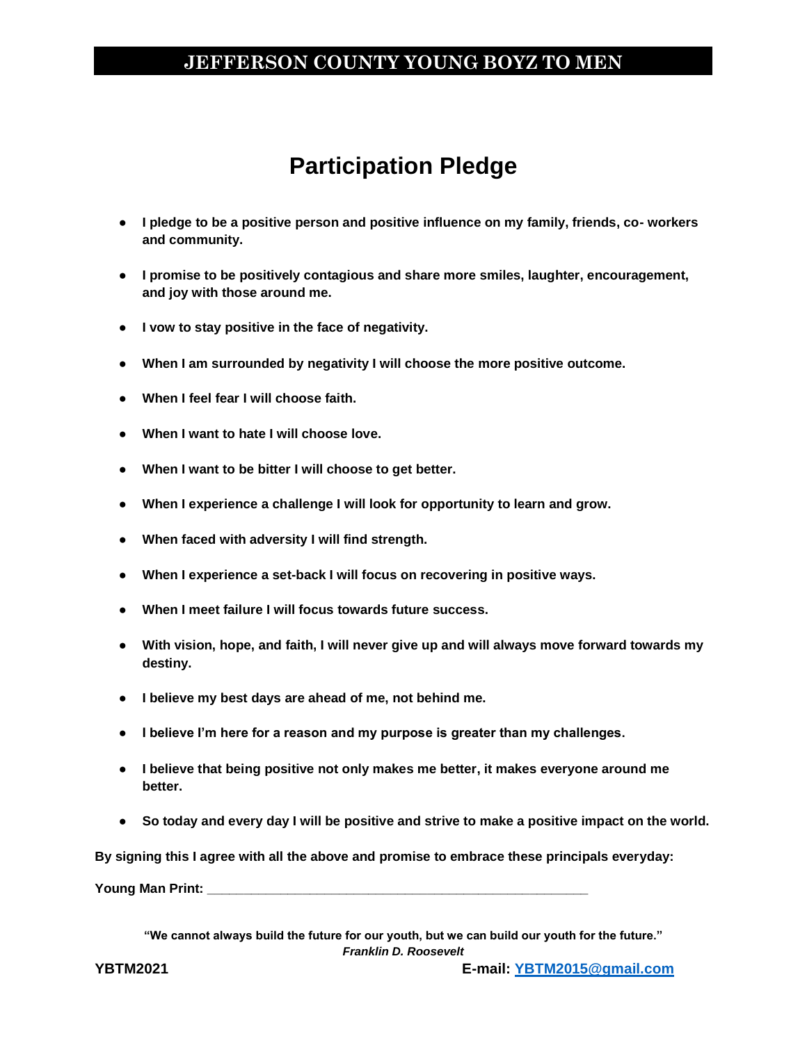# Participation Pledge

- **I pledge to be a positive person and positive influence on my family, friends, co- workers and community.**
- **I promise to be positively contagious and share more smiles, laughter, encouragement, and joy with those around me.**
- **I vow to stay positive in the face of negativity.**
- **When I am surrounded by negativity I will choose the more positive outcome.**
- **When I feel fear I will choose faith.**
- **When I want to hate I will choose love.**
- **When I want to be bitter I will choose to get better.**
- **When I experience a challenge I will look for opportunity to learn and grow.**
- **When faced with adversity I will find strength.**
- **When I experience a set-back I will focus on recovering in positive ways.**
- **When I meet failure I will focus towards future success.**
- **With vision, hope, and faith, I will never give up and will always move forward towards my destiny.**
- **I believe my best days are ahead of me, not behind me.**
- **I believe I'm here for a reason and my purpose is greater than my challenges.**
- **I believe that being positive not only makes me better, it makes everyone around me better.**
- **So today and every day I will be positive and strive to make a positive impact on the world.**

**By signing this I agree with all the above and promise to embrace these principals everyday:**

**Young Man Print: ______________________________________________________**

**"We cannot always build the future for our youth, but we can build our youth for the future."**
***Franklin D. Roosevelt***

**YBTM2021** **E-mail: [YBTM2015@gmail.com](mailto:YBTM2015@gmail.com)**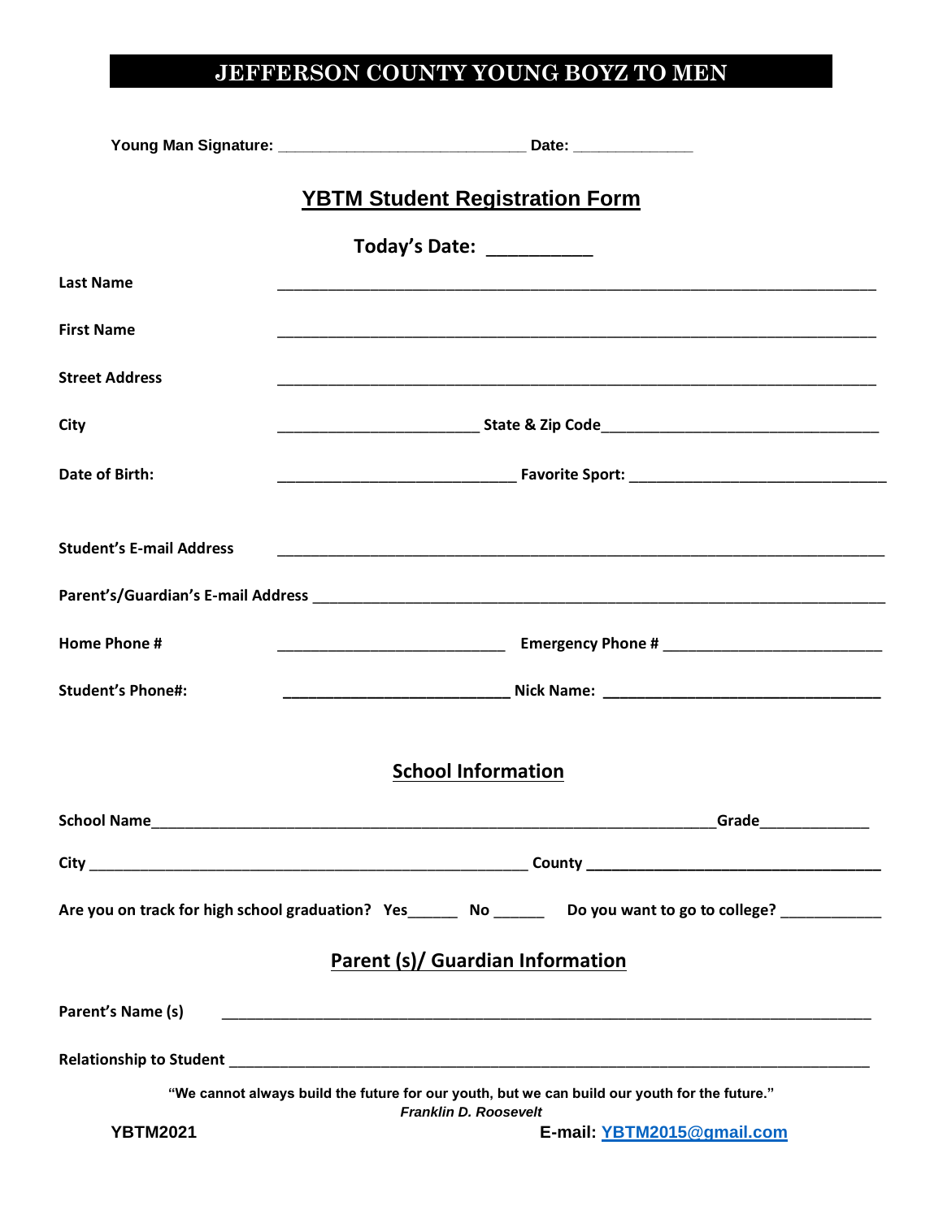# JEFFERSON COUNTY YOUNG BOYZ TO MEN

**Young Man Signature:** ____________________________ **Date:** _____________

## YBTM Student Registration Form

**Today's Date:** __________

**Last Name** ____________________________________________________________________

**First Name** ____________________________________________________________________

**Street Address** ____________________________________________________________________

**City** _______________________ **State & Zip Code** _________________________________

**Date of Birth:** ____________________________ **Favorite Sport:** ______________________________

**Student's E-mail Address** ____________________________________________________________________

**Parent's/Guardian's E-mail Address** _________________________________________________________________

**Home Phone #** __________________________ **Emergency Phone #** _________________________

**Student's Phone#:** __________________________ **Nick Name:** ________________________________

## School Information

**School Name**_________________________________________________________________**Grade**____________

**City** __________________________________________________ **County** _________________________________

**Are you on track for high school graduation? Yes**______ **No** ______ **Do you want to go to college?** ___________

## Parent (s)/ Guardian Information

**Parent's Name (s)** ____________________________________________________________________________

**Relationship to Student** ____________________________________________________________________________

**"We cannot always build the future for our youth, but we can build our youth for the future."**
***Franklin D. Roosevelt***

**YBTM2021** **E-mail: YBTM2015@gmail.com**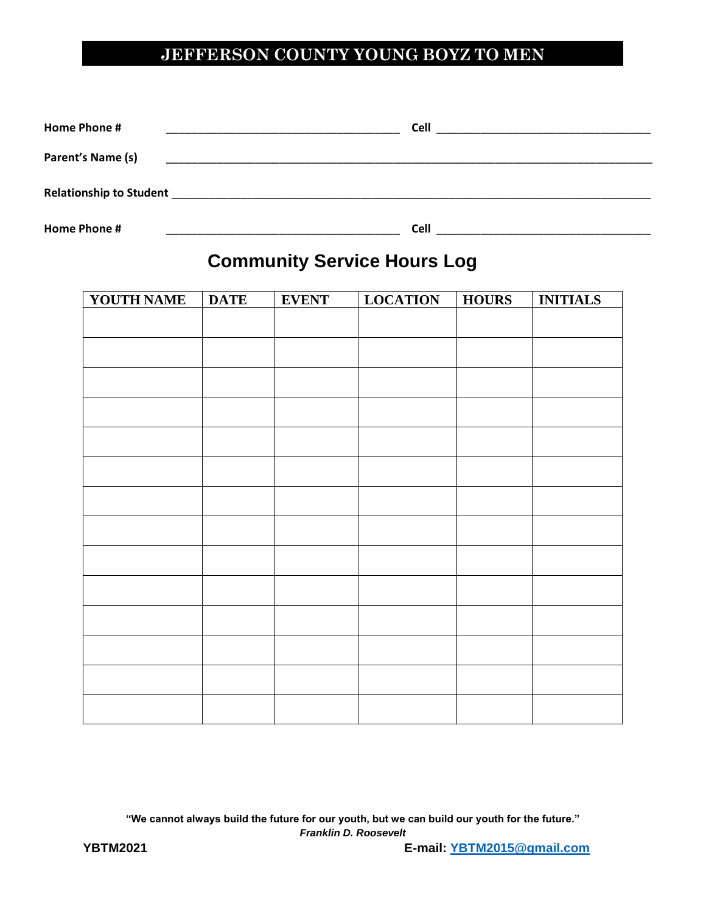# JEFFERSON COUNTY YOUNG BOYZ TO MEN

**Home Phone #** ______________________________________ **Cell** ___________________________________

**Parent's Name (s)** ________________________________________________________________________________

**Relationship to Student** ____________________________________________________________________________

**Home Phone #** ______________________________________ **Cell** ___________________________________

## Community Service Hours Log

| YOUTH NAME | DATE | EVENT | LOCATION | HOURS | INITIALS |
|---|---|---|---|---|---|
| | | | | | |
| | | | | | |
| | | | | | |
| | | | | | |
| | | | | | |
| | | | | | |
| | | | | | |
| | | | | | |
| | | | | | |
| | | | | | |
| | | | | | |
| | | | | | |
| | | | | | |
| | | | | | |

**"We cannot always build the future for our youth, but we can build our youth for the future."**
***Franklin D. Roosevelt***

**YBTM2021** **E-mail: YBTM2015@gmail.com**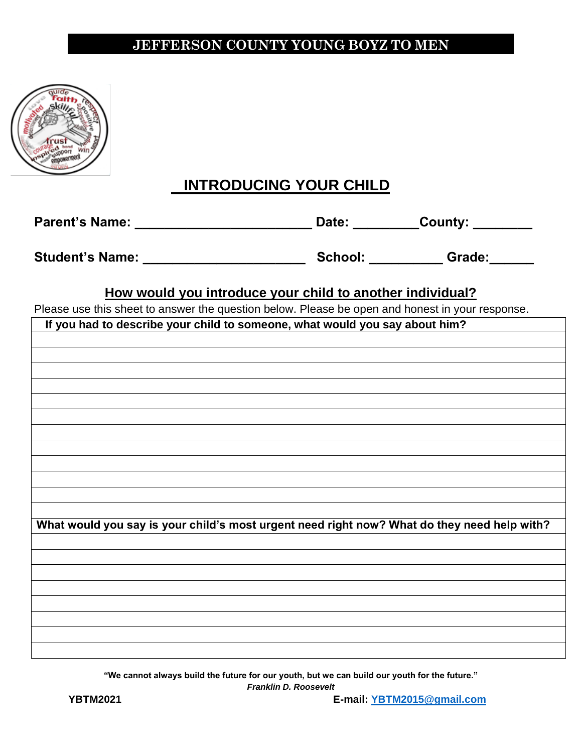# JEFFERSON COUNTY YOUNG BOYZ TO MEN

## INTRODUCING YOUR CHILD

**Parent's Name: ________________________ Date: _________County: ________**

**Student's Name: ______________________ School: __________ Grade:______**

### How would you introduce your child to another individual?

Please use this sheet to answer the question below. Please be open and honest in your response.

| **If you had to describe your child to someone, what would you say about him?** |
|---|
| |
| |
| |
| |
| |
| |
| |
| |
| |
| |
| |
| |
| **What would you say is your child's most urgent need right now? What do they need help with?** |
| |
| |
| |
| |
| |
| |
| |
| |

**"We cannot always build the future for our youth, but we can build our youth for the future."**
***Franklin D. Roosevelt***

**YBTM2021** **E-mail: YBTM2015@gmail.com**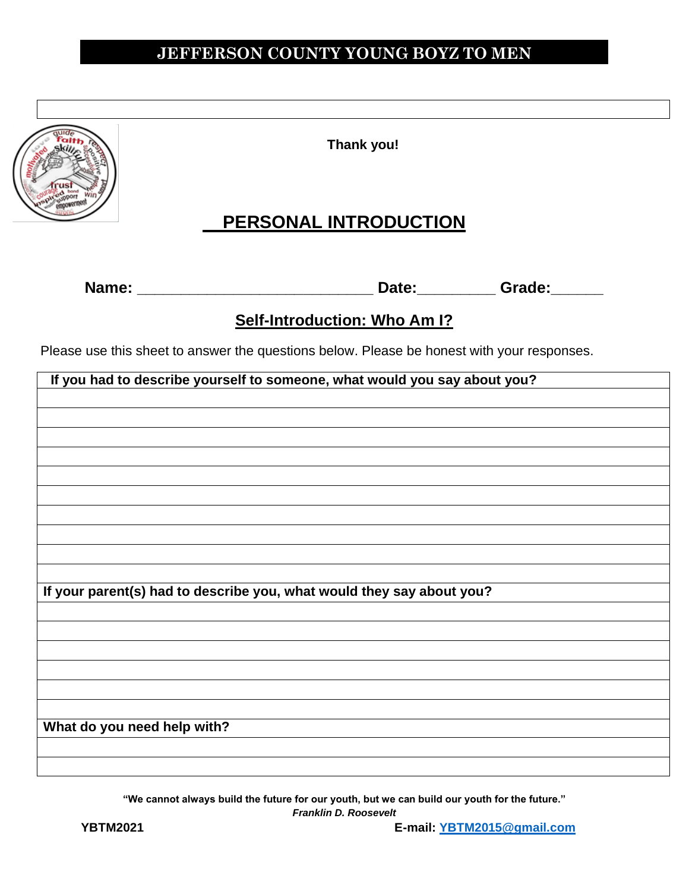**JEFFERSON COUNTY YOUNG BOYZ TO MEN**

**Thank you!**

## PERSONAL INTRODUCTION

**Name:** ___________________________ **Date:**_________ **Grade:**______

### Self-Introduction: Who Am I?

Please use this sheet to answer the questions below. Please be honest with your responses.

**If you had to describe yourself to someone, what would you say about you?**

**If your parent(s) had to describe you, what would they say about you?**

**What do you need help with?**

**"We cannot always build the future for our youth, but we can build our youth for the future."**
***Franklin D. Roosevelt***

**YBTM2021** **E-mail: YBTM2015@gmail.com**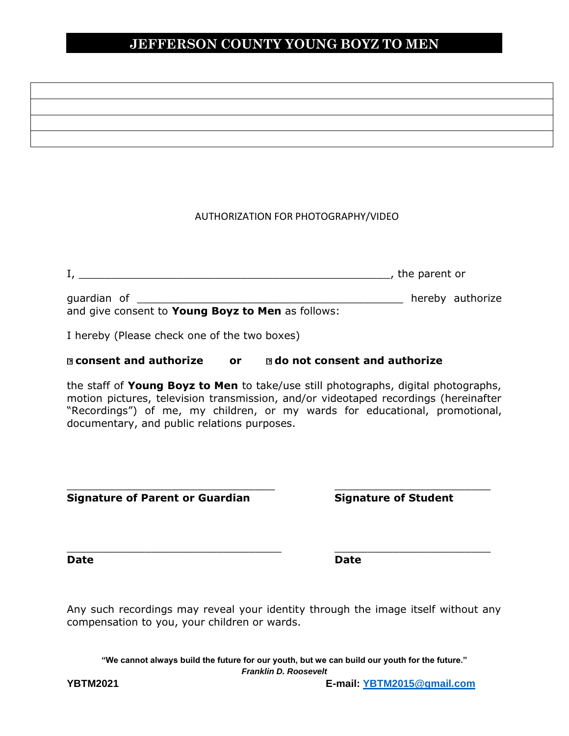# JEFFERSON COUNTY YOUNG BOYZ TO MEN

| |
|---|
| |
| |
| |
| |

AUTHORIZATION FOR PHOTOGRAPHY/VIDEO

I, ________________________________________________, the parent or

guardian of __________________________________________ hereby authorize and give consent to **Young Boyz to Men** as follows:

I hereby (Please check one of the two boxes)

☐ **consent and authorize** **or** ☐ **do not consent and authorize**

the staff of **Young Boyz to Men** to take/use still photographs, digital photographs, motion pictures, television transmission, and/or videotaped recordings (hereinafter "Recordings") of me, my children, or my wards for educational, promotional, documentary, and public relations purposes.

________________________________
**Signature of Parent or Guardian**

________________________________
**Signature of Student**

________________________________
**Date**

________________________________
**Date**

Any such recordings may reveal your identity through the image itself without any compensation to you, your children or wards.

**"We cannot always build the future for our youth, but we can build our youth for the future."**
***Franklin D. Roosevelt***

**YBTM2021** **E-mail: YBTM2015@gmail.com**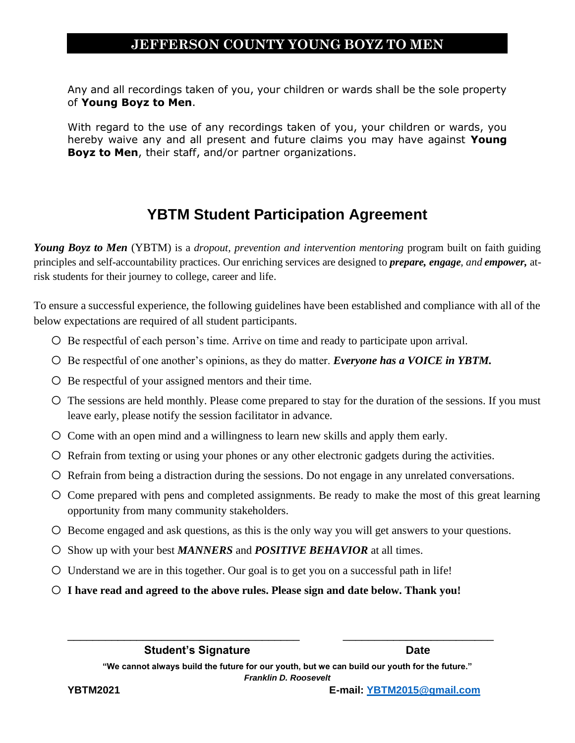# JEFFERSON COUNTY YOUNG BOYZ TO MEN

Any and all recordings taken of you, your children or wards shall be the sole property of **Young Boyz to Men**.

With regard to the use of any recordings taken of you, your children or wards, you hereby waive any and all present and future claims you may have against **Young Boyz to Men**, their staff, and/or partner organizations.

## YBTM Student Participation Agreement

***Young Boyz to Men*** (YBTM) is a *dropout, prevention and intervention mentoring* program built on faith guiding principles and self-accountability practices. Our enriching services are designed to ***prepare, engage****, and* ***empower,*** at-risk students for their journey to college, career and life.

To ensure a successful experience, the following guidelines have been established and compliance with all of the below expectations are required of all student participants.

- Be respectful of each person's time. Arrive on time and ready to participate upon arrival.
- Be respectful of one another's opinions, as they do matter. ***Everyone has a VOICE in YBTM.***
- Be respectful of your assigned mentors and their time.
- The sessions are held monthly. Please come prepared to stay for the duration of the sessions. If you must leave early, please notify the session facilitator in advance.
- Come with an open mind and a willingness to learn new skills and apply them early.
- Refrain from texting or using your phones or any other electronic gadgets during the activities.
- Refrain from being a distraction during the sessions. Do not engage in any unrelated conversations.
- Come prepared with pens and completed assignments. Be ready to make the most of this great learning opportunity from many community stakeholders.
- Become engaged and ask questions, as this is the only way you will get answers to your questions.
- Show up with your best ***MANNERS*** and ***POSITIVE BEHAVIOR*** at all times.
- Understand we are in this together. Our goal is to get you on a successful path in life!
- **I have read and agreed to the above rules. Please sign and date below. Thank you!**

\_\_\_\_\_\_\_\_\_\_\_\_\_\_\_\_\_\_\_\_\_\_\_\_\_\_\_\_\_\_\_\_\_\_\_\_\_\_ \_\_\_\_\_\_\_\_\_\_\_\_\_\_\_\_\_\_\_\_\_\_\_\_\_\_

**Student's Signature** **Date**

**"We cannot always build the future for our youth, but we can build our youth for the future."**
***Franklin D. Roosevelt***

**YBTM2021** **E-mail: YBTM2015@gmail.com**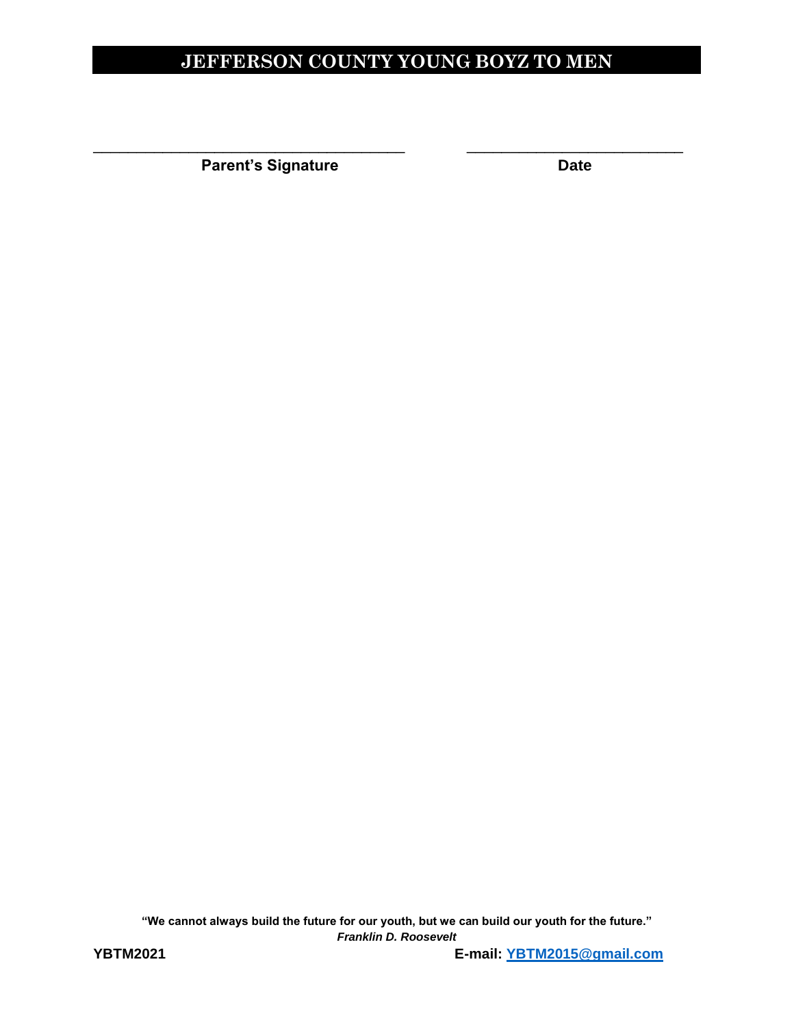\_\_\_\_\_\_\_\_\_\_\_\_\_\_\_\_\_\_\_\_\_\_\_\_\_\_\_\_\_\_\_\_\_\_\_\_\_\_\_\_ \_\_\_\_\_\_\_\_\_\_\_\_\_\_\_\_\_\_\_\_\_\_\_\_\_\_\_\_

**Parent's Signature** **Date**